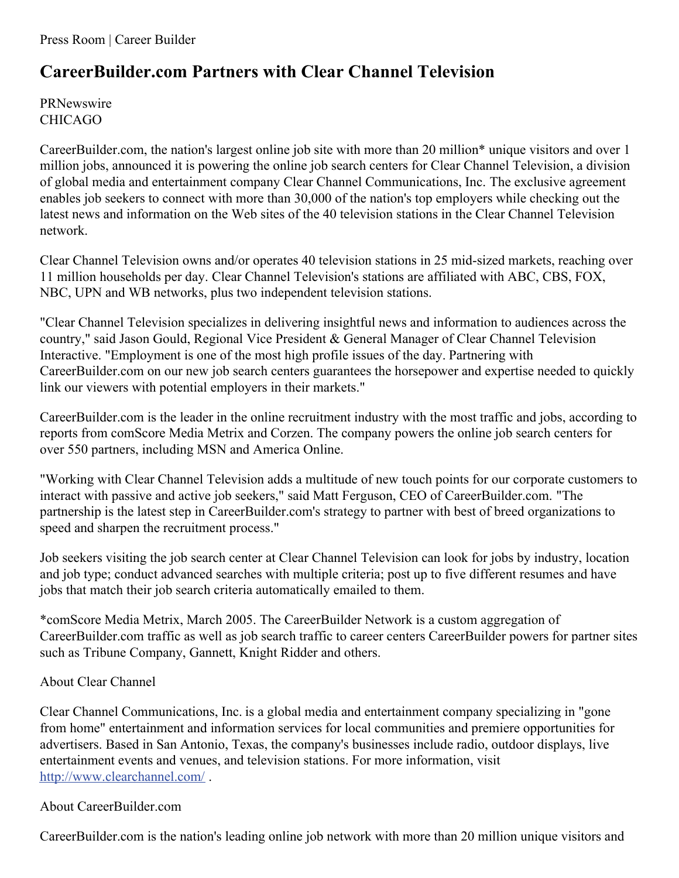Press Room | Career Builder

# CareerBuilder.com Partners with Clear Channel Television

PRNewswire
CHICAGO

CareerBuilder.com, the nation's largest online job site with more than 20 million* unique visitors and over 1 million jobs, announced it is powering the online job search centers for Clear Channel Television, a division of global media and entertainment company Clear Channel Communications, Inc. The exclusive agreement enables job seekers to connect with more than 30,000 of the nation's top employers while checking out the latest news and information on the Web sites of the 40 television stations in the Clear Channel Television network.

Clear Channel Television owns and/or operates 40 television stations in 25 mid-sized markets, reaching over 11 million households per day. Clear Channel Television's stations are affiliated with ABC, CBS, FOX, NBC, UPN and WB networks, plus two independent television stations.

"Clear Channel Television specializes in delivering insightful news and information to audiences across the country," said Jason Gould, Regional Vice President & General Manager of Clear Channel Television Interactive. "Employment is one of the most high profile issues of the day. Partnering with CareerBuilder.com on our new job search centers guarantees the horsepower and expertise needed to quickly link our viewers with potential employers in their markets."

CareerBuilder.com is the leader in the online recruitment industry with the most traffic and jobs, according to reports from comScore Media Metrix and Corzen. The company powers the online job search centers for over 550 partners, including MSN and America Online.

"Working with Clear Channel Television adds a multitude of new touch points for our corporate customers to interact with passive and active job seekers," said Matt Ferguson, CEO of CareerBuilder.com. "The partnership is the latest step in CareerBuilder.com's strategy to partner with best of breed organizations to speed and sharpen the recruitment process."

Job seekers visiting the job search center at Clear Channel Television can look for jobs by industry, location and job type; conduct advanced searches with multiple criteria; post up to five different resumes and have jobs that match their job search criteria automatically emailed to them.

*comScore Media Metrix, March 2005. The CareerBuilder Network is a custom aggregation of CareerBuilder.com traffic as well as job search traffic to career centers CareerBuilder powers for partner sites such as Tribune Company, Gannett, Knight Ridder and others.

About Clear Channel

Clear Channel Communications, Inc. is a global media and entertainment company specializing in "gone from home" entertainment and information services for local communities and premiere opportunities for advertisers. Based in San Antonio, Texas, the company's businesses include radio, outdoor displays, live entertainment events and venues, and television stations. For more information, visit http://www.clearchannel.com/ .

About CareerBuilder.com

CareerBuilder.com is the nation's leading online job network with more than 20 million unique visitors and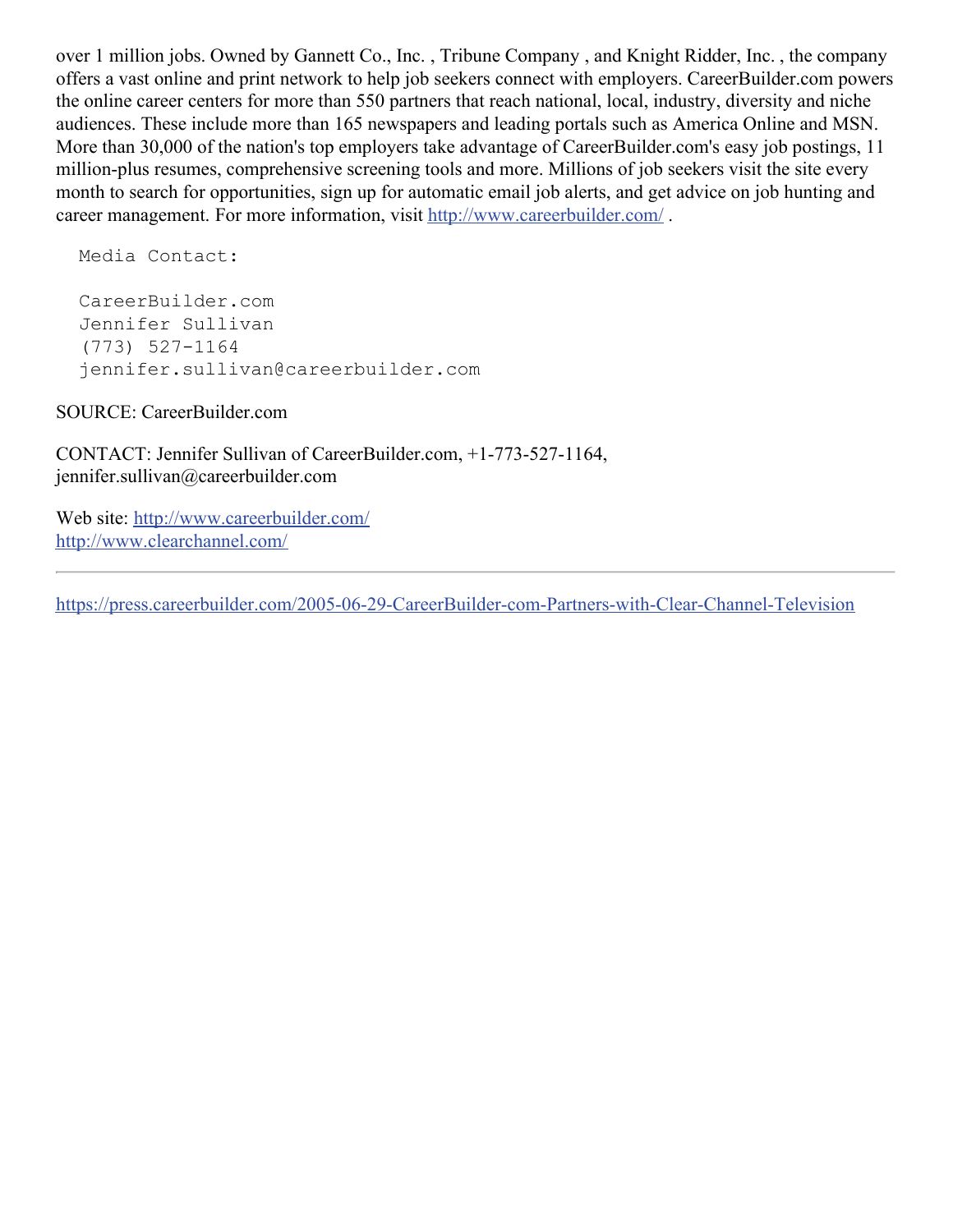over 1 million jobs. Owned by Gannett Co., Inc. , Tribune Company , and Knight Ridder, Inc. , the company offers a vast online and print network to help job seekers connect with employers. CareerBuilder.com powers the online career centers for more than 550 partners that reach national, local, industry, diversity and niche audiences. These include more than 165 newspapers and leading portals such as America Online and MSN. More than 30,000 of the nation's top employers take advantage of CareerBuilder.com's easy job postings, 11 million-plus resumes, comprehensive screening tools and more. Millions of job seekers visit the site every month to search for opportunities, sign up for automatic email job alerts, and get advice on job hunting and career management. For more information, visit http://www.careerbuilder.com/ .

```
Media Contact:

CareerBuilder.com
Jennifer Sullivan
(773) 527-1164
jennifer.sullivan@careerbuilder.com
```

SOURCE: CareerBuilder.com

CONTACT: Jennifer Sullivan of CareerBuilder.com, +1-773-527-1164, jennifer.sullivan@careerbuilder.com

Web site: http://www.careerbuilder.com/
http://www.clearchannel.com/

---

https://press.careerbuilder.com/2005-06-29-CareerBuilder-com-Partners-with-Clear-Channel-Television